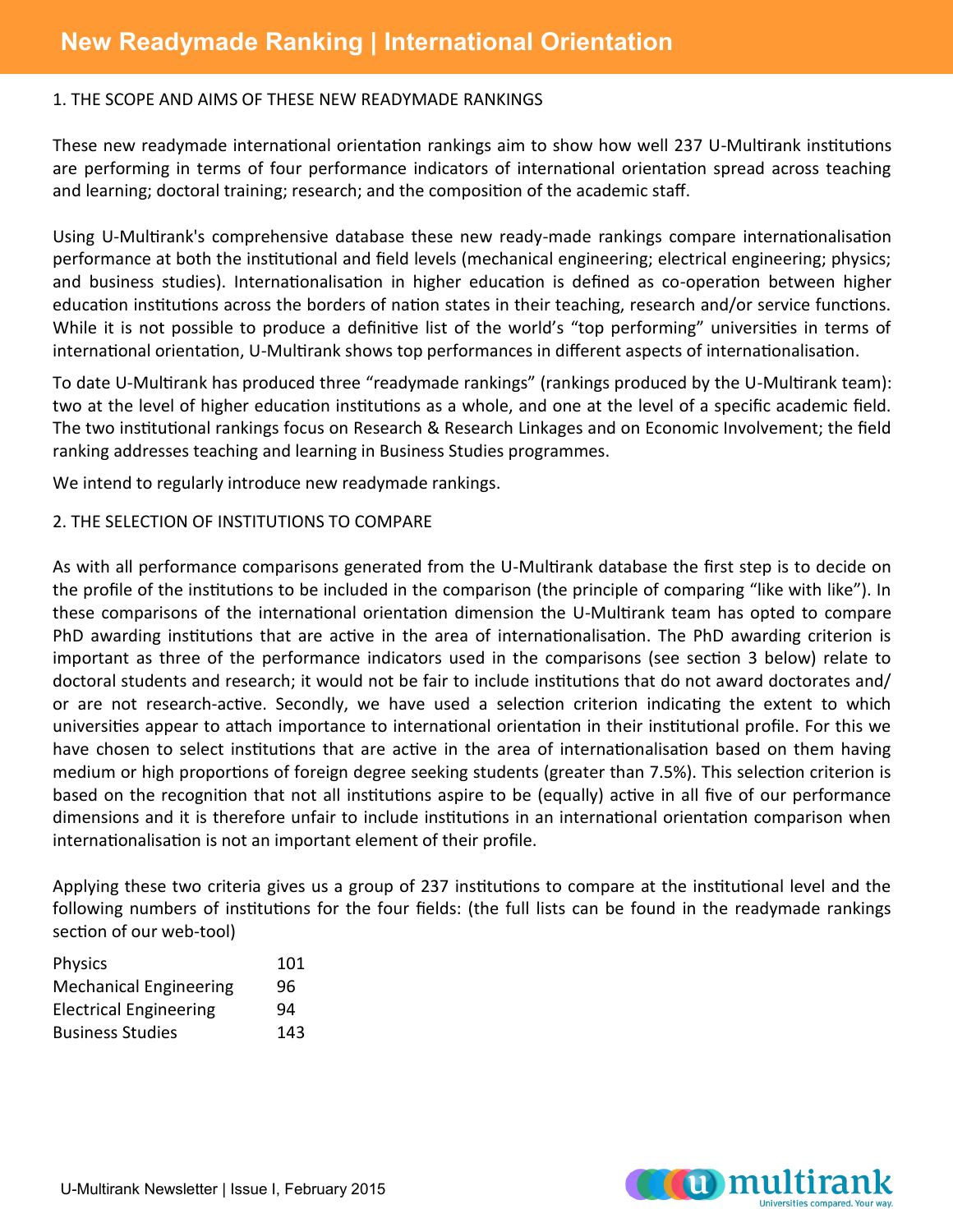# New Readymade Ranking | International Orientation

## 1. THE SCOPE AND AIMS OF THESE NEW READYMADE RANKINGS

These new readymade international orientation rankings aim to show how well 237 U-Multirank institutions are performing in terms of four performance indicators of international orientation spread across teaching and learning; doctoral training; research; and the composition of the academic staff.

Using U-Multirank's comprehensive database these new ready-made rankings compare internationalisation performance at both the institutional and field levels (mechanical engineering; electrical engineering; physics; and business studies). Internationalisation in higher education is defined as co-operation between higher education institutions across the borders of nation states in their teaching, research and/or service functions. While it is not possible to produce a definitive list of the world's "top performing" universities in terms of international orientation, U-Multirank shows top performances in different aspects of internationalisation.

To date U-Multirank has produced three "readymade rankings" (rankings produced by the U-Multirank team): two at the level of higher education institutions as a whole, and one at the level of a specific academic field. The two institutional rankings focus on Research & Research Linkages and on Economic Involvement; the field ranking addresses teaching and learning in Business Studies programmes.

We intend to regularly introduce new readymade rankings.

## 2. THE SELECTION OF INSTITUTIONS TO COMPARE

As with all performance comparisons generated from the U-Multirank database the first step is to decide on the profile of the institutions to be included in the comparison (the principle of comparing "like with like"). In these comparisons of the international orientation dimension the U-Multirank team has opted to compare PhD awarding institutions that are active in the area of internationalisation. The PhD awarding criterion is important as three of the performance indicators used in the comparisons (see section 3 below) relate to doctoral students and research; it would not be fair to include institutions that do not award doctorates and/or are not research-active. Secondly, we have used a selection criterion indicating the extent to which universities appear to attach importance to international orientation in their institutional profile. For this we have chosen to select institutions that are active in the area of internationalisation based on them having medium or high proportions of foreign degree seeking students (greater than 7.5%). This selection criterion is based on the recognition that not all institutions aspire to be (equally) active in all five of our performance dimensions and it is therefore unfair to include institutions in an international orientation comparison when internationalisation is not an important element of their profile.

Applying these two criteria gives us a group of 237 institutions to compare at the institutional level and the following numbers of institutions for the four fields: (the full lists can be found in the readymade rankings section of our web-tool)

| Field | Number |
|---|---|
| Physics | 101 |
| Mechanical Engineering | 96 |
| Electrical Engineering | 94 |
| Business Studies | 143 |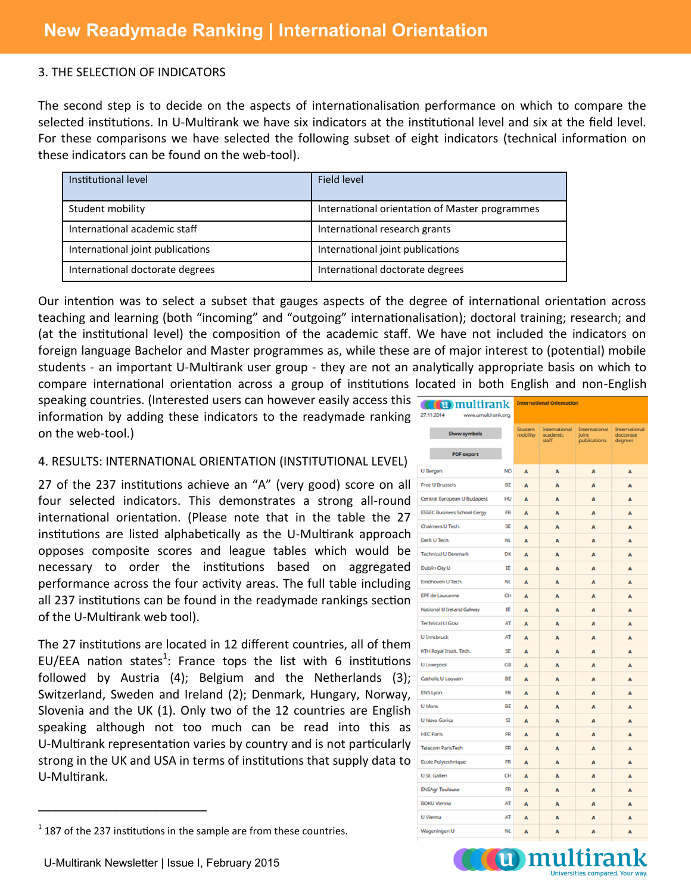## 3. THE SELECTION OF INDICATORS

The second step is to decide on the aspects of internationalisation performance on which to compare the selected institutions. In U-Multirank we have six indicators at the institutional level and six at the field level. For these comparisons we have selected the following subset of eight indicators (technical information on these indicators can be found on the web-tool).

| Institutional level | Field level |
|---|---|
| Student mobility | International orientation of Master programmes |
| International academic staff | International research grants |
| International joint publications | International joint publications |
| International doctorate degrees | International doctorate degrees |

Our intention was to select a subset that gauges aspects of the degree of international orientation across teaching and learning (both “incoming” and “outgoing” internationalisation); doctoral training; research; and (at the institutional level) the composition of the academic staff. We have not included the indicators on foreign language Bachelor and Master programmes as, while these are of major interest to (potential) mobile students - an important U-Multirank user group - they are not an analytically appropriate basis on which to compare international orientation across a group of institutions located in both English and non-English speaking countries. (Interested users can however easily access this information by adding these indicators to the readymade ranking on the web-tool.)

## 4. RESULTS: INTERNATIONAL ORIENTATION (INSTITUTIONAL LEVEL)

27 of the 237 institutions achieve an “A” (very good) score on all four selected indicators. This demonstrates a strong all-round international orientation. (Please note that in the table the 27 institutions are listed alphabetically as the U-Multirank approach opposes composite scores and league tables which would be necessary to order the institutions based on aggregated performance across the four activity areas. The full table including all 237 institutions can be found in the readymade rankings section of the U-Multirank web tool).

The 27 institutions are located in 12 different countries, all of them EU/EEA nation states[1]: France tops the list with 6 institutions followed by Austria (4); Belgium and the Netherlands (3); Switzerland, Sweden and Ireland (2); Denmark, Hungary, Norway, Slovenia and the UK (1). Only two of the 12 countries are English speaking although not too much can be read into this as U-Multirank representation varies by country and is not particularly strong in the UK and USA in terms of institutions that supply data to U-Multirank.

multirank 27.11.2014 www.umultirank.org — International Orientation

| Institution | Country | Student mobility | International academic staff | International joint publications | International doctorate degrees |
|---|---|---|---|---|---|
| U Bergen | NO | A | A | A | A |
| Free U Brussels | BE | A | A | A | A |
| Central European U Budapest | HU | A | A | A | A |
| ESSEC Business School Cergy | FR | A | A | A | A |
| Chalmers U Tech. | SE | A | A | A | A |
| Delft U Tech. | NL | A | A | A | A |
| Technical U Denmark | DK | A | A | A | A |
| Dublin City U | IE | A | A | A | A |
| Eindhoven U Tech. | NL | A | A | A | A |
| EPF de Lausanne | CH | A | A | A | A |
| National U Ireland Galway | IE | A | A | A | A |
| Technical U Graz | AT | A | A | A | A |
| U Innsbruck | AT | A | A | A | A |
| KTH Royal Instit. Tech. | SE | A | A | A | A |
| U Liverpool | GB | A | A | A | A |
| Catholic U Louvain | BE | A | A | A | A |
| ENS Lyon | FR | A | A | A | A |
| U Mons | BE | A | A | A | A |
| U Nova Gorica | SI | A | A | A | A |
| HEC Paris | FR | A | A | A | A |
| Telecom ParisTech | FR | A | A | A | A |
| Ecole Polytechnique | FR | A | A | A | A |
| U St. Gallen | CH | A | A | A | A |
| ENSAgr Toulouse | FR | A | A | A | A |
| BOKU Vienna | AT | A | A | A | A |
| U Vienna | AT | A | A | A | A |
| Wageningen U | NL | A | A | A | A |

[1] 187 of the 237 institutions in the sample are from these countries.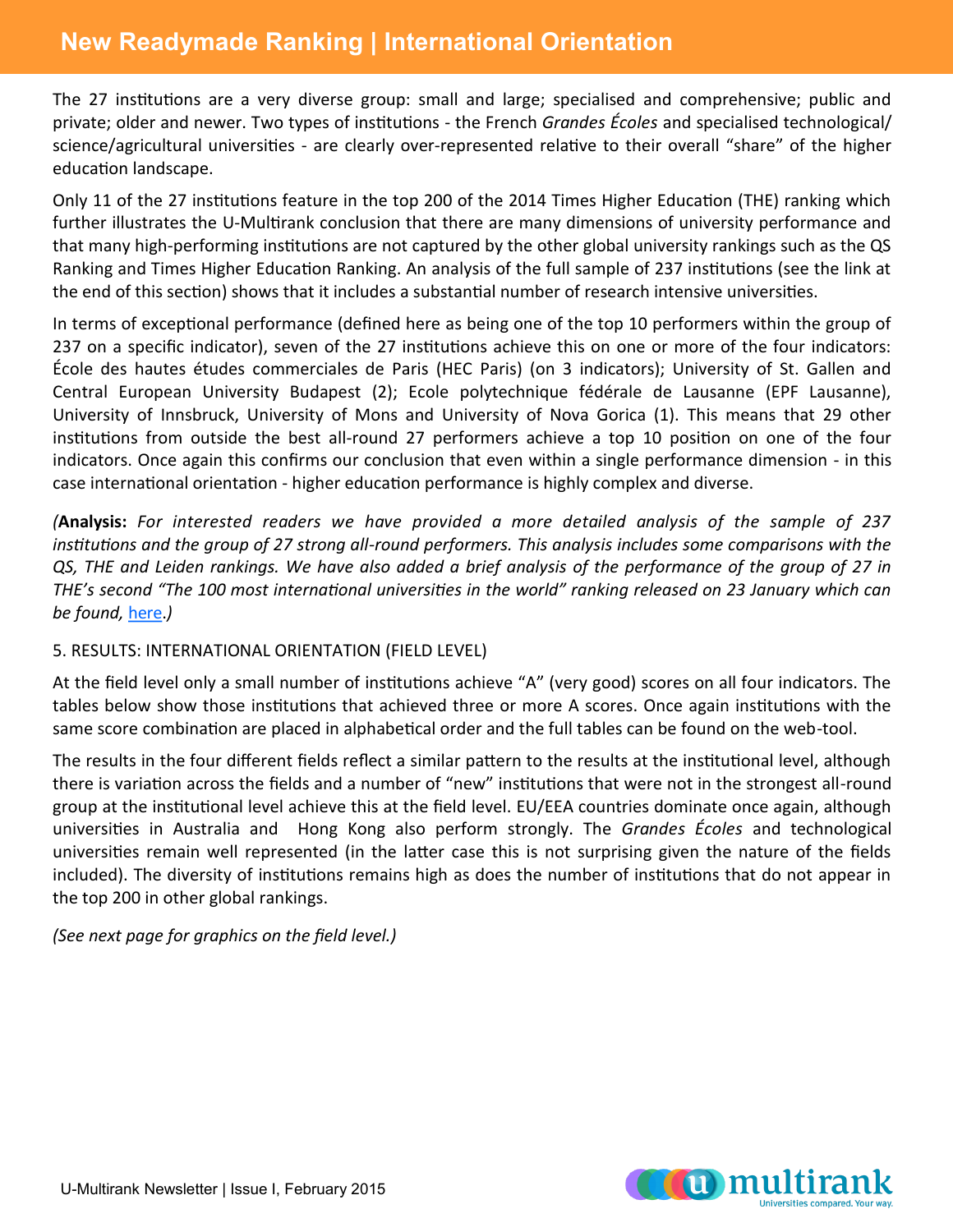The 27 institutions are a very diverse group: small and large; specialised and comprehensive; public and private; older and newer. Two types of institutions - the French *Grandes Écoles* and specialised technological/ science/agricultural universities - are clearly over-represented relative to their overall "share" of the higher education landscape.

Only 11 of the 27 institutions feature in the top 200 of the 2014 Times Higher Education (THE) ranking which further illustrates the U-Multirank conclusion that there are many dimensions of university performance and that many high-performing institutions are not captured by the other global university rankings such as the QS Ranking and Times Higher Education Ranking. An analysis of the full sample of 237 institutions (see the link at the end of this section) shows that it includes a substantial number of research intensive universities.

In terms of exceptional performance (defined here as being one of the top 10 performers within the group of 237 on a specific indicator), seven of the 27 institutions achieve this on one or more of the four indicators: École des hautes études commerciales de Paris (HEC Paris) (on 3 indicators); University of St. Gallen and Central European University Budapest (2); Ecole polytechnique fédérale de Lausanne (EPF Lausanne), University of Innsbruck, University of Mons and University of Nova Gorica (1). This means that 29 other institutions from outside the best all-round 27 performers achieve a top 10 position on one of the four indicators. Once again this confirms our conclusion that even within a single performance dimension - in this case international orientation - higher education performance is highly complex and diverse.

*(**Analysis:** For interested readers we have provided a more detailed analysis of the sample of 237 institutions and the group of 27 strong all-round performers. This analysis includes some comparisons with the QS, THE and Leiden rankings. We have also added a brief analysis of the performance of the group of 27 in THE's second "The 100 most international universities in the world" ranking released on 23 January which can be found, here.)*

5. RESULTS: INTERNATIONAL ORIENTATION (FIELD LEVEL)

At the field level only a small number of institutions achieve "A" (very good) scores on all four indicators. The tables below show those institutions that achieved three or more A scores. Once again institutions with the same score combination are placed in alphabetical order and the full tables can be found on the web-tool.

The results in the four different fields reflect a similar pattern to the results at the institutional level, although there is variation across the fields and a number of "new" institutions that were not in the strongest all-round group at the institutional level achieve this at the field level. EU/EEA countries dominate once again, although universities in Australia and Hong Kong also perform strongly. The *Grandes Écoles* and technological universities remain well represented (in the latter case this is not surprising given the nature of the fields included). The diversity of institutions remains high as does the number of institutions that do not appear in the top 200 in other global rankings.

*(See next page for graphics on the field level.)*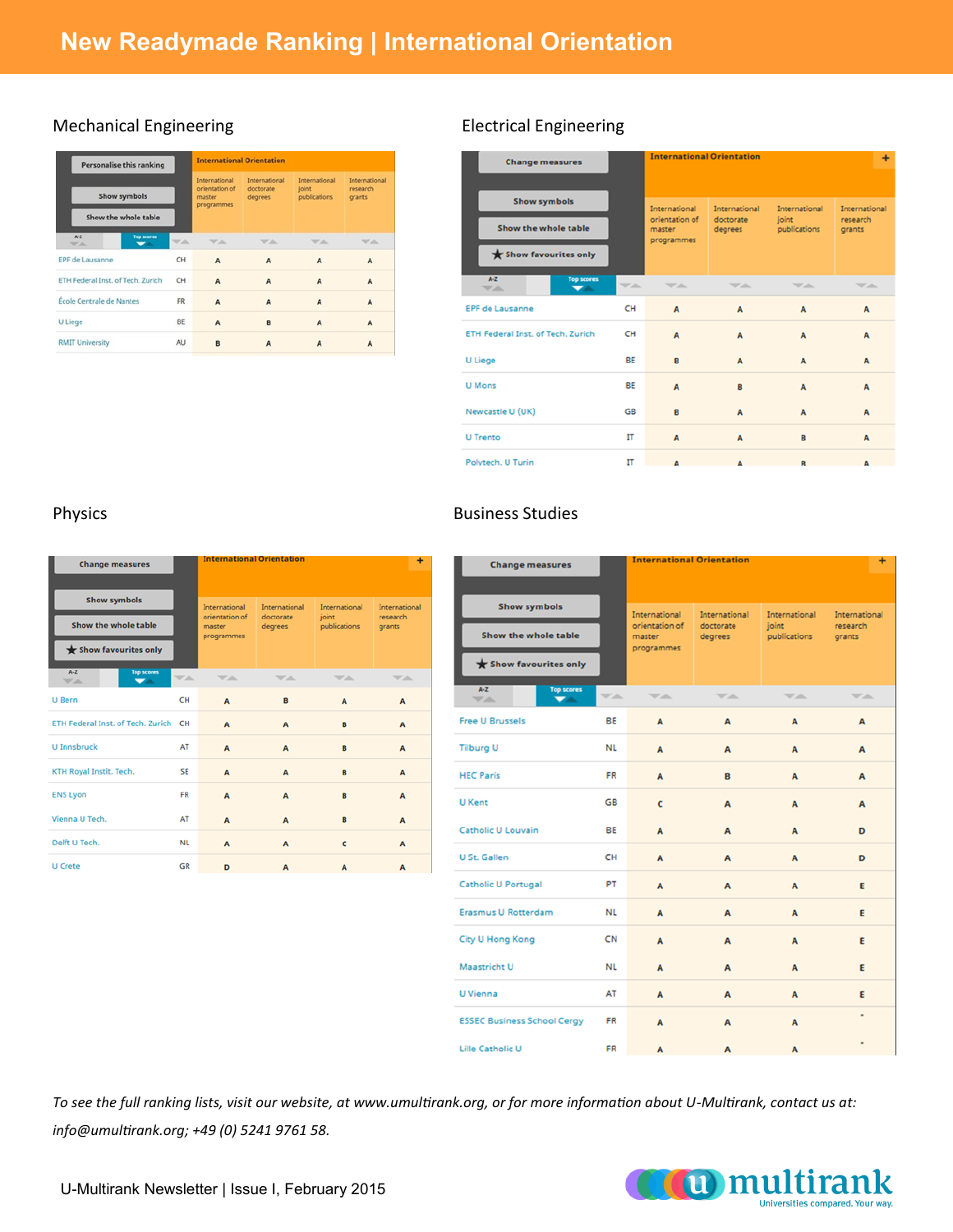# New Readymade Ranking | International Orientation

## Mechanical Engineering

| | | International orientation of master programmes | International doctorate degrees | International joint publications | International research grants |
|---|---|---|---|---|---|
| EPF de Lausanne | CH | A | A | A | A |
| ETH Federal Inst. of Tech. Zurich | CH | A | A | A | A |
| École Centrale de Nantes | FR | A | A | A | A |
| U Liege | BE | A | B | A | A |
| RMIT University | AU | B | A | A | A |

## Electrical Engineering

| | | International orientation of master programmes | International doctorate degrees | International joint publications | International research grants |
|---|---|---|---|---|---|
| EPF de Lausanne | CH | A | A | A | A |
| ETH Federal Inst. of Tech. Zurich | CH | A | A | A | A |
| U Liege | BE | B | A | A | A |
| U Mons | BE | A | B | A | A |
| Newcastle U (UK) | GB | B | A | A | A |
| U Trento | IT | A | A | B | A |
| Polytech. U Turin | IT | A | A | B | A |

## Physics

| | | International orientation of master programmes | International doctorate degrees | International joint publications | International research grants |
|---|---|---|---|---|---|
| U Bern | CH | A | B | A | A |
| ETH Federal Inst. of Tech. Zurich | CH | A | A | B | A |
| U Innsbruck | AT | A | A | B | A |
| KTH Royal Instit. Tech. | SE | A | A | B | A |
| ENS Lyon | FR | A | A | B | A |
| Vienna U Tech. | AT | A | A | B | A |
| Delft U Tech. | NL | A | A | C | A |
| U Crete | GR | D | A | A | A |

## Business Studies

| | | International orientation of master programmes | International doctorate degrees | International joint publications | International research grants |
|---|---|---|---|---|---|
| Free U Brussels | BE | A | A | A | A |
| Tilburg U | NL | A | A | A | A |
| HEC Paris | FR | A | B | A | A |
| U Kent | GB | C | A | A | A |
| Catholic U Louvain | BE | A | A | A | D |
| U St. Gallen | CH | A | A | A | D |
| Catholic U Portugal | PT | A | A | A | E |
| Erasmus U Rotterdam | NL | A | A | A | E |
| City U Hong Kong | CN | A | A | A | E |
| Maastricht U | NL | A | A | A | E |
| U Vienna | AT | A | A | A | E |
| ESSEC Business School Cergy | FR | A | A | A | - |
| Lille Catholic U | FR | A | A | A | - |

*To see the full ranking lists, visit our website, at www.umultirank.org, or for more information about U-Multirank, contact us at: info@umultirank.org; +49 (0) 5241 9761 58.*

U-Multirank Newsletter | Issue I, February 2015

u multirank — Universities compared. Your way.